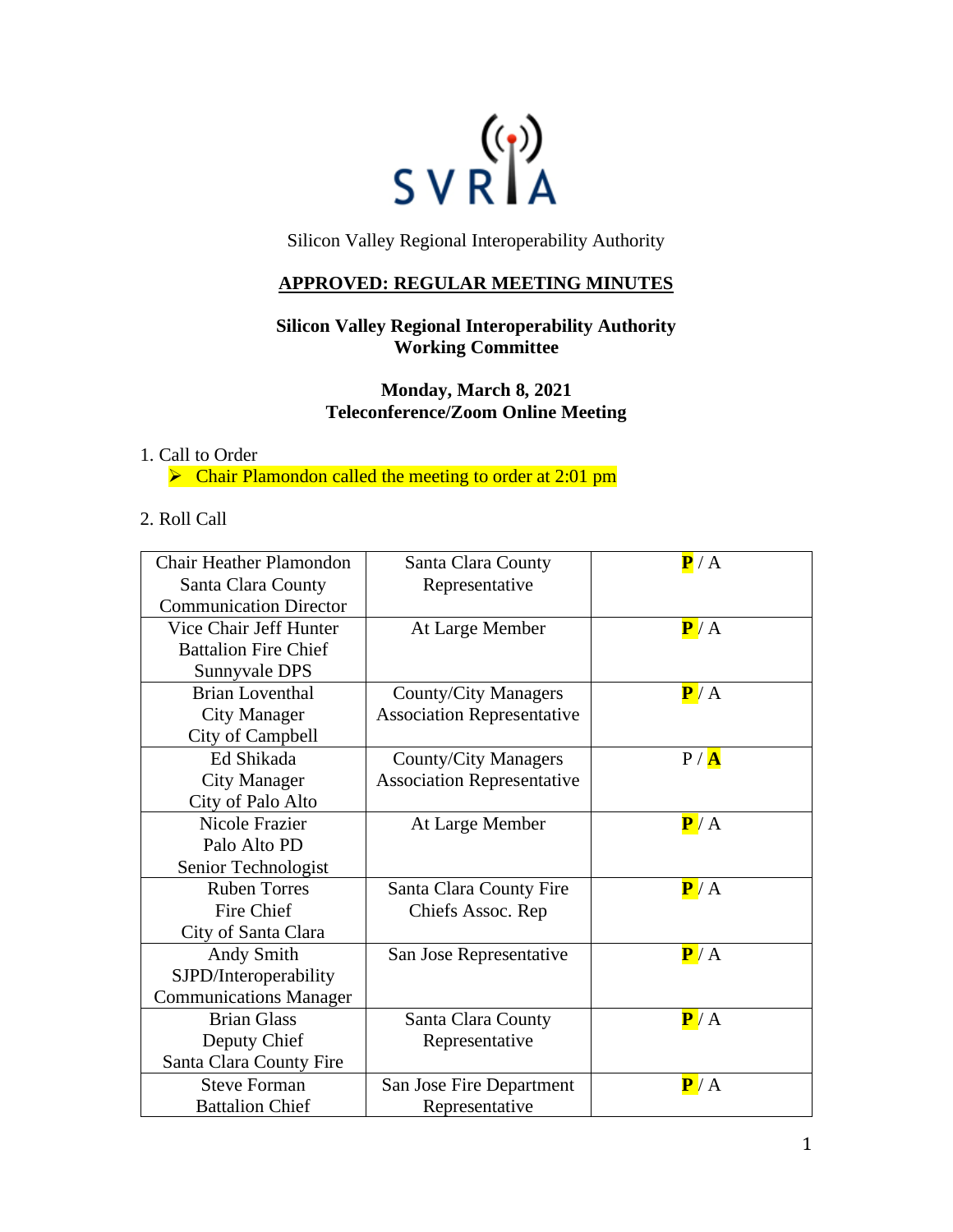SVRIA

Silicon Valley Regional Interoperability Authority

**APPROVED: REGULAR MEETING MINUTES**

**Silicon Valley Regional Interoperability Authority**
**Working Committee**

**Monday, March 8, 2021**
**Teleconference/Zoom Online Meeting**

1. Call to Order
   - Chair Plamondon called the meeting to order at 2:01 pm

2. Roll Call

| Chair Heather Plamondon<br>Santa Clara County<br>Communication Director | Santa Clara County<br>Representative | **P** / A |
|---|---|---|
| Vice Chair Jeff Hunter<br>Battalion Fire Chief<br>Sunnyvale DPS | At Large Member | **P** / A |
| Brian Loventhal<br>City Manager<br>City of Campbell | County/City Managers<br>Association Representative | **P** / A |
| Ed Shikada<br>City Manager<br>City of Palo Alto | County/City Managers<br>Association Representative | P / **A** |
| Nicole Frazier<br>Palo Alto PD<br>Senior Technologist | At Large Member | **P** / A |
| Ruben Torres<br>Fire Chief<br>City of Santa Clara | Santa Clara County Fire<br>Chiefs Assoc. Rep | **P** / A |
| Andy Smith<br>SJPD/Interoperability<br>Communications Manager | San Jose Representative | **P** / A |
| Brian Glass<br>Deputy Chief<br>Santa Clara County Fire | Santa Clara County<br>Representative | **P** / A |
| Steve Forman<br>Battalion Chief | San Jose Fire Department<br>Representative | **P** / A |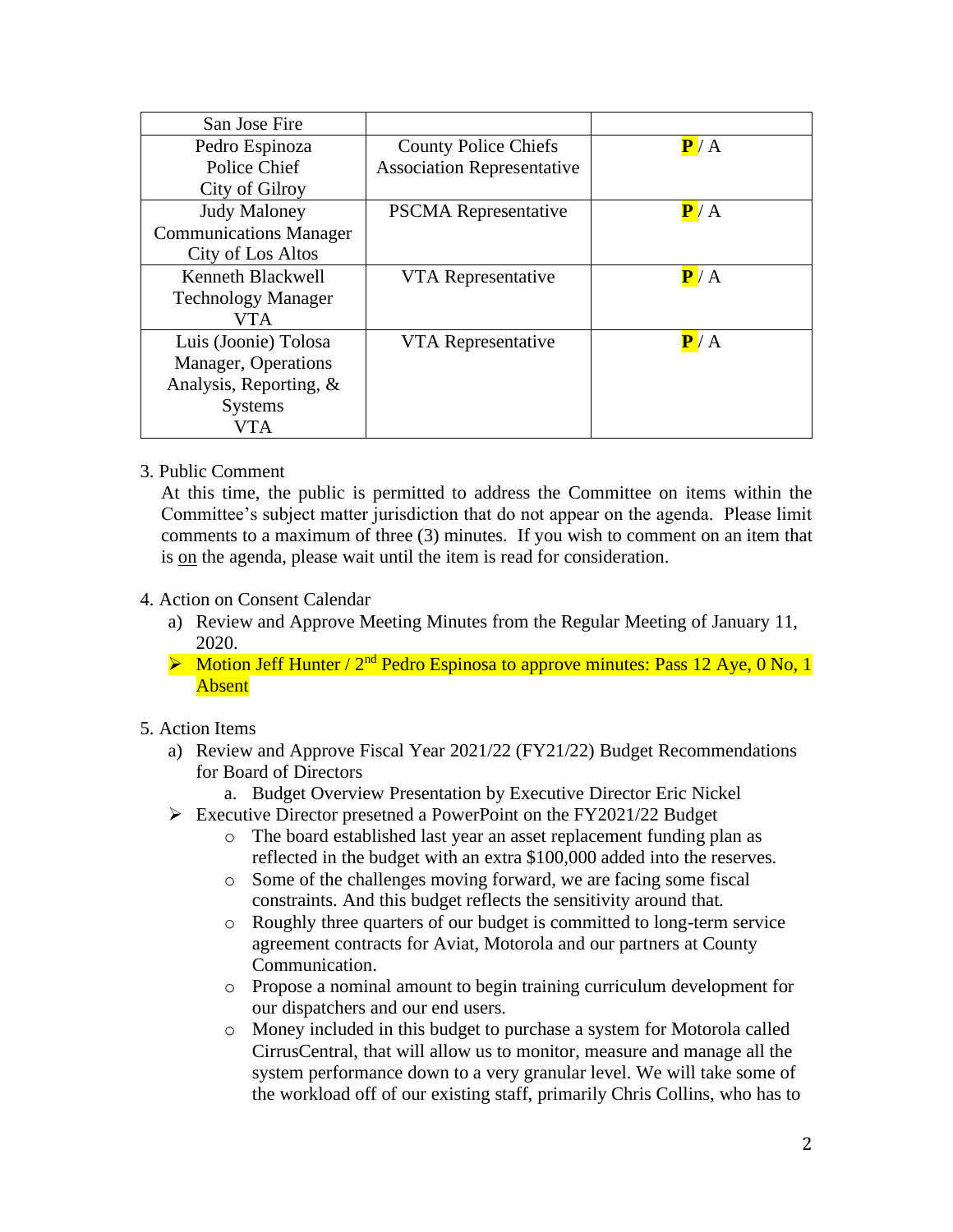| San Jose Fire | | |
|---|---|---|
| Pedro Espinoza<br>Police Chief<br>City of Gilroy | County Police Chiefs Association Representative | **P** / A |
| Judy Maloney<br>Communications Manager<br>City of Los Altos | PSCMA Representative | **P** / A |
| Kenneth Blackwell<br>Technology Manager<br>VTA | VTA Representative | **P** / A |
| Luis (Joonie) Tolosa<br>Manager, Operations Analysis, Reporting, & Systems<br>VTA | VTA Representative | **P** / A |

3. Public Comment

   At this time, the public is permitted to address the Committee on items within the Committee's subject matter jurisdiction that do not appear on the agenda. Please limit comments to a maximum of three (3) minutes. If you wish to comment on an item that is <u>on</u> the agenda, please wait until the item is read for consideration.

4. Action on Consent Calendar
   a) Review and Approve Meeting Minutes from the Regular Meeting of January 11, 2020.
   - Motion Jeff Hunter / 2nd Pedro Espinosa to approve minutes: Pass 12 Aye, 0 No, 1 Absent

5. Action Items
   a) Review and Approve Fiscal Year 2021/22 (FY21/22) Budget Recommendations for Board of Directors
      a. Budget Overview Presentation by Executive Director Eric Nickel
   - Executive Director presetned a PowerPoint on the FY2021/22 Budget
      - The board established last year an asset replacement funding plan as reflected in the budget with an extra $100,000 added into the reserves.
      - Some of the challenges moving forward, we are facing some fiscal constraints. And this budget reflects the sensitivity around that.
      - Roughly three quarters of our budget is committed to long-term service agreement contracts for Aviat, Motorola and our partners at County Communication.
      - Propose a nominal amount to begin training curriculum development for our dispatchers and our end users.
      - Money included in this budget to purchase a system for Motorola called CirrusCentral, that will allow us to monitor, measure and manage all the system performance down to a very granular level. We will take some of the workload off of our existing staff, primarily Chris Collins, who has to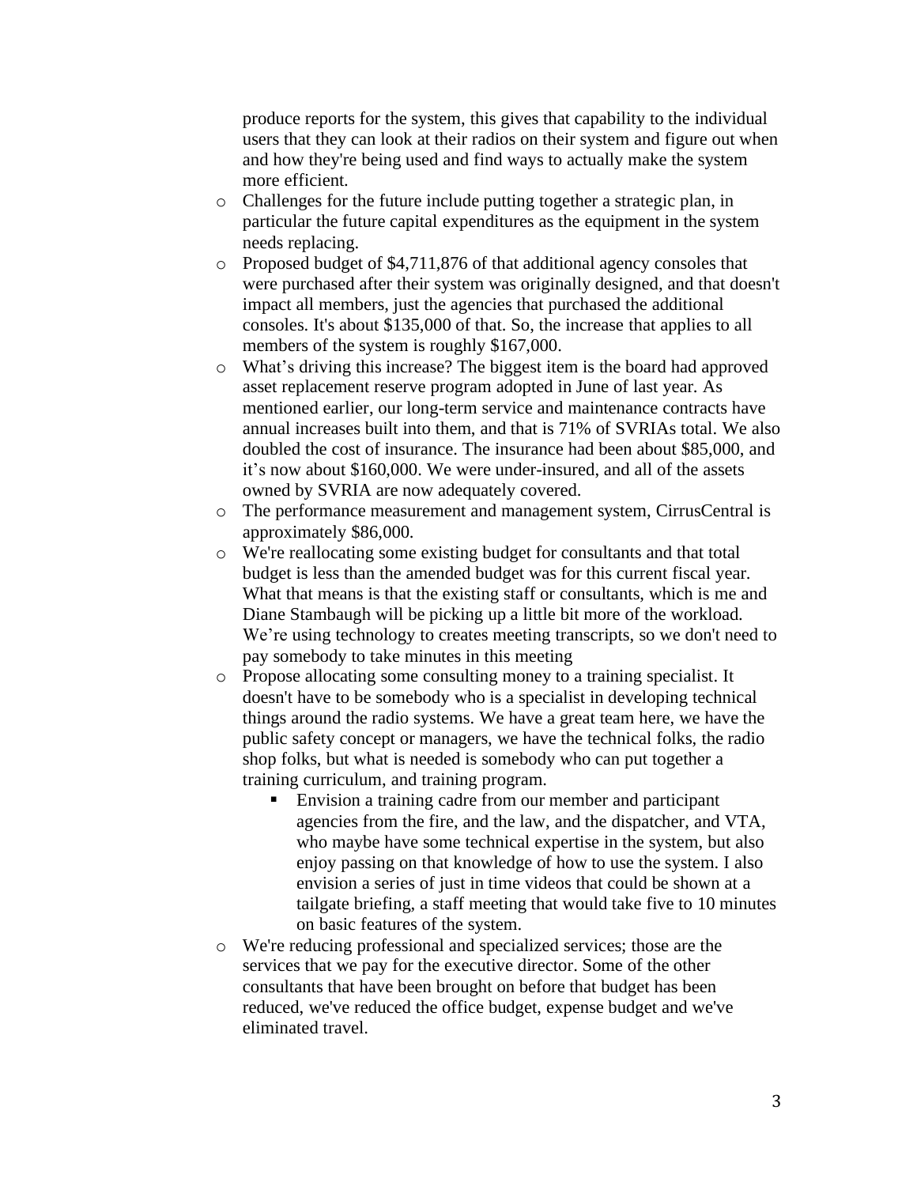produce reports for the system, this gives that capability to the individual users that they can look at their radios on their system and figure out when and how they're being used and find ways to actually make the system more efficient.

- Challenges for the future include putting together a strategic plan, in particular the future capital expenditures as the equipment in the system needs replacing.
- Proposed budget of $4,711,876 of that additional agency consoles that were purchased after their system was originally designed, and that doesn't impact all members, just the agencies that purchased the additional consoles. It's about $135,000 of that. So, the increase that applies to all members of the system is roughly $167,000.
- What's driving this increase? The biggest item is the board had approved asset replacement reserve program adopted in June of last year. As mentioned earlier, our long-term service and maintenance contracts have annual increases built into them, and that is 71% of SVRIAs total. We also doubled the cost of insurance. The insurance had been about $85,000, and it's now about $160,000. We were under-insured, and all of the assets owned by SVRIA are now adequately covered.
- The performance measurement and management system, CirrusCentral is approximately $86,000.
- We're reallocating some existing budget for consultants and that total budget is less than the amended budget was for this current fiscal year. What that means is that the existing staff or consultants, which is me and Diane Stambaugh will be picking up a little bit more of the workload. We're using technology to creates meeting transcripts, so we don't need to pay somebody to take minutes in this meeting
- Propose allocating some consulting money to a training specialist. It doesn't have to be somebody who is a specialist in developing technical things around the radio systems. We have a great team here, we have the public safety concept or managers, we have the technical folks, the radio shop folks, but what is needed is somebody who can put together a training curriculum, and training program.
  - Envision a training cadre from our member and participant agencies from the fire, and the law, and the dispatcher, and VTA, who maybe have some technical expertise in the system, but also enjoy passing on that knowledge of how to use the system. I also envision a series of just in time videos that could be shown at a tailgate briefing, a staff meeting that would take five to 10 minutes on basic features of the system.
- We're reducing professional and specialized services; those are the services that we pay for the executive director. Some of the other consultants that have been brought on before that budget has been reduced, we've reduced the office budget, expense budget and we've eliminated travel.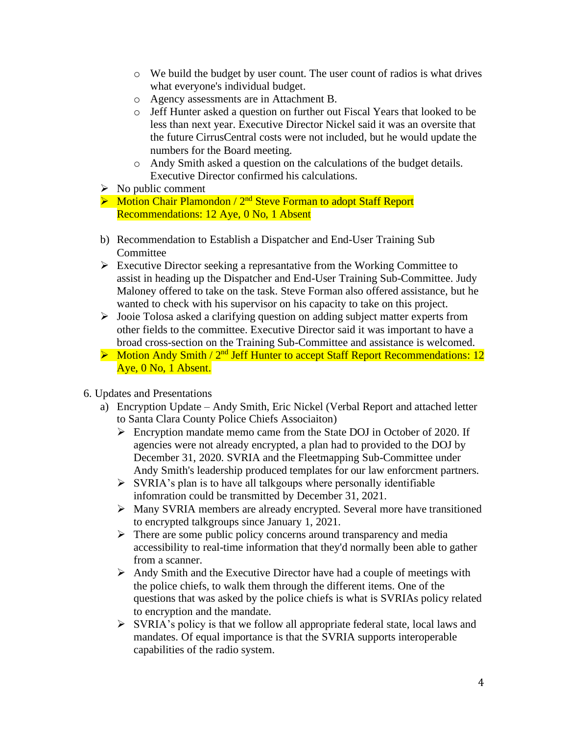- We build the budget by user count. The user count of radios is what drives what everyone's individual budget.
  - Agency assessments are in Attachment B.
  - Jeff Hunter asked a question on further out Fiscal Years that looked to be less than next year. Executive Director Nickel said it was an oversite that the future CirrusCentral costs were not included, but he would update the numbers for the Board meeting.
  - Andy Smith asked a question on the calculations of the budget details. Executive Director confirmed his calculations.
- No public comment
- Motion Chair Plamondon / 2nd Steve Forman to adopt Staff Report Recommendations: 12 Aye, 0 No, 1 Absent

b) Recommendation to Establish a Dispatcher and End-User Training Sub Committee

- Executive Director seeking a represantative from the Working Committee to assist in heading up the Dispatcher and End-User Training Sub-Committee. Judy Maloney offered to take on the task. Steve Forman also offered assistance, but he wanted to check with his supervisor on his capacity to take on this project.
- Jooie Tolosa asked a clarifying question on adding subject matter experts from other fields to the committee. Executive Director said it was important to have a broad cross-section on the Training Sub-Committee and assistance is welcomed.
- Motion Andy Smith / 2nd Jeff Hunter to accept Staff Report Recommendations: 12 Aye, 0 No, 1 Absent.

6. Updates and Presentations

a) Encryption Update – Andy Smith, Eric Nickel (Verbal Report and attached letter to Santa Clara County Police Chiefs Associaiton)

- Encryption mandate memo came from the State DOJ in October of 2020. If agencies were not already encrypted, a plan had to provided to the DOJ by December 31, 2020. SVRIA and the Fleetmapping Sub-Committee under Andy Smith's leadership produced templates for our law enforcment partners.
- SVRIA's plan is to have all talkgoups where personally identifiable infomration could be transmitted by December 31, 2021.
- Many SVRIA members are already encrypted. Several more have transitioned to encrypted talkgroups since January 1, 2021.
- There are some public policy concerns around transparency and media accessibility to real-time information that they'd normally been able to gather from a scanner.
- Andy Smith and the Executive Director have had a couple of meetings with the police chiefs, to walk them through the different items. One of the questions that was asked by the police chiefs is what is SVRIAs policy related to encryption and the mandate.
- SVRIA's policy is that we follow all appropriate federal state, local laws and mandates. Of equal importance is that the SVRIA supports interoperable capabilities of the radio system.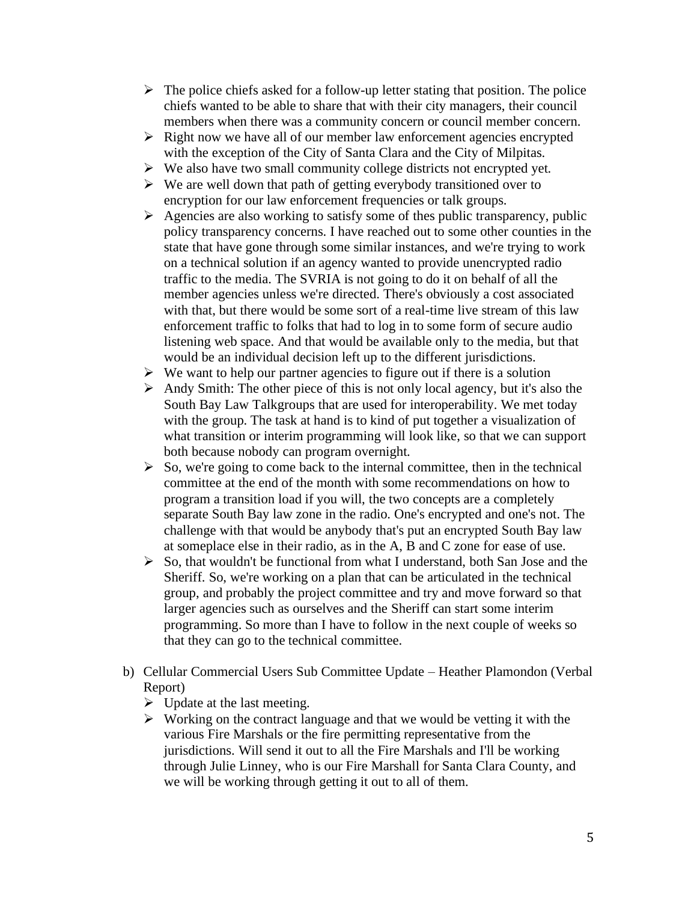- The police chiefs asked for a follow-up letter stating that position. The police chiefs wanted to be able to share that with their city managers, their council members when there was a community concern or council member concern.
- Right now we have all of our member law enforcement agencies encrypted with the exception of the City of Santa Clara and the City of Milpitas.
- We also have two small community college districts not encrypted yet.
- We are well down that path of getting everybody transitioned over to encryption for our law enforcement frequencies or talk groups.
- Agencies are also working to satisfy some of thes public transparency, public policy transparency concerns. I have reached out to some other counties in the state that have gone through some similar instances, and we're trying to work on a technical solution if an agency wanted to provide unencrypted radio traffic to the media. The SVRIA is not going to do it on behalf of all the member agencies unless we're directed. There's obviously a cost associated with that, but there would be some sort of a real-time live stream of this law enforcement traffic to folks that had to log in to some form of secure audio listening web space. And that would be available only to the media, but that would be an individual decision left up to the different jurisdictions.
- We want to help our partner agencies to figure out if there is a solution
- Andy Smith: The other piece of this is not only local agency, but it's also the South Bay Law Talkgroups that are used for interoperability. We met today with the group. The task at hand is to kind of put together a visualization of what transition or interim programming will look like, so that we can support both because nobody can program overnight.
- So, we're going to come back to the internal committee, then in the technical committee at the end of the month with some recommendations on how to program a transition load if you will, the two concepts are a completely separate South Bay law zone in the radio. One's encrypted and one's not. The challenge with that would be anybody that's put an encrypted South Bay law at someplace else in their radio, as in the A, B and C zone for ease of use.
- So, that wouldn't be functional from what I understand, both San Jose and the Sheriff. So, we're working on a plan that can be articulated in the technical group, and probably the project committee and try and move forward so that larger agencies such as ourselves and the Sheriff can start some interim programming. So more than I have to follow in the next couple of weeks so that they can go to the technical committee.

b) Cellular Commercial Users Sub Committee Update – Heather Plamondon (Verbal Report)
   - Update at the last meeting.
   - Working on the contract language and that we would be vetting it with the various Fire Marshals or the fire permitting representative from the jurisdictions. Will send it out to all the Fire Marshals and I'll be working through Julie Linney, who is our Fire Marshall for Santa Clara County, and we will be working through getting it out to all of them.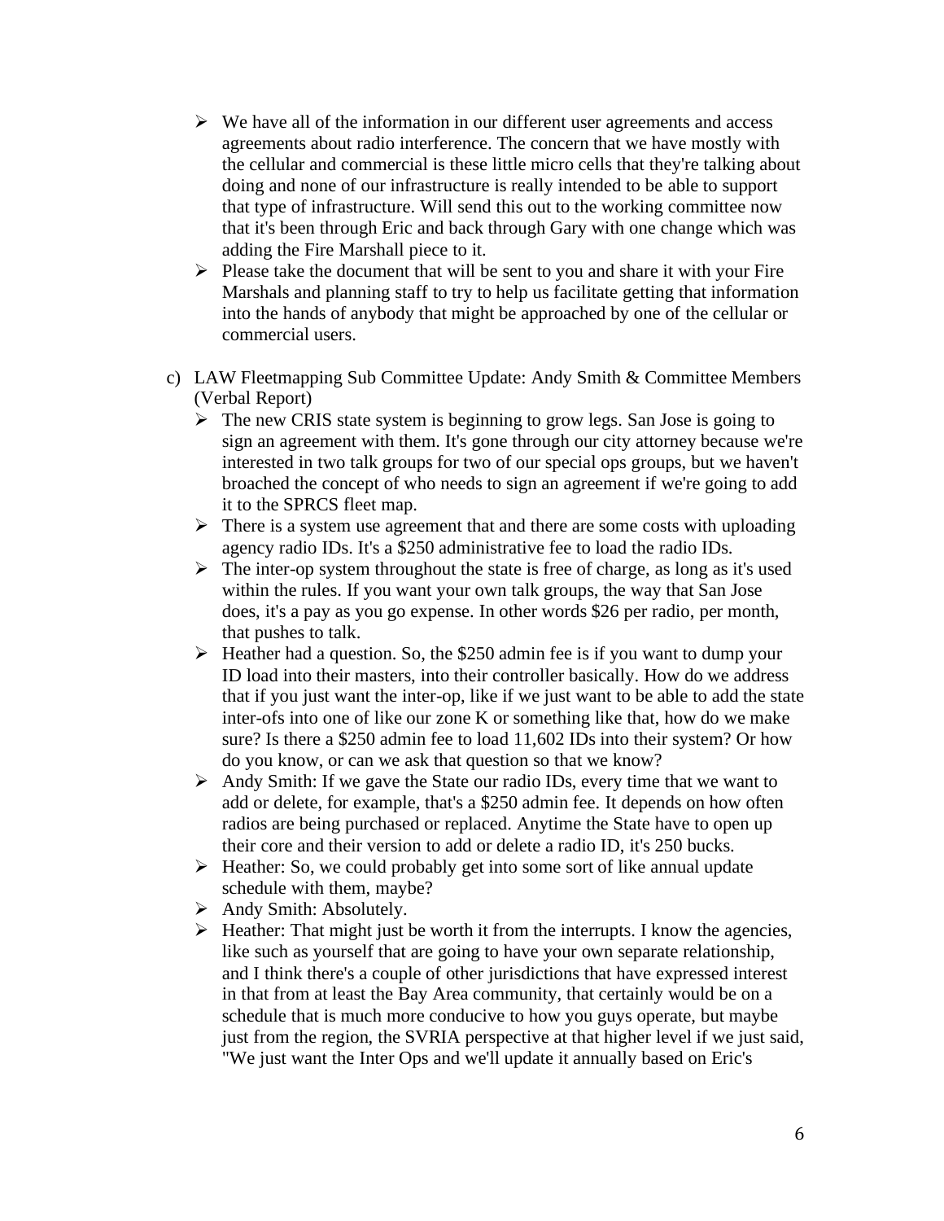- We have all of the information in our different user agreements and access agreements about radio interference. The concern that we have mostly with the cellular and commercial is these little micro cells that they're talking about doing and none of our infrastructure is really intended to be able to support that type of infrastructure. Will send this out to the working committee now that it's been through Eric and back through Gary with one change which was adding the Fire Marshall piece to it.
- Please take the document that will be sent to you and share it with your Fire Marshals and planning staff to try to help us facilitate getting that information into the hands of anybody that might be approached by one of the cellular or commercial users.

c) LAW Fleetmapping Sub Committee Update: Andy Smith & Committee Members (Verbal Report)

- The new CRIS state system is beginning to grow legs. San Jose is going to sign an agreement with them. It's gone through our city attorney because we're interested in two talk groups for two of our special ops groups, but we haven't broached the concept of who needs to sign an agreement if we're going to add it to the SPRCS fleet map.
- There is a system use agreement that and there are some costs with uploading agency radio IDs. It's a $250 administrative fee to load the radio IDs.
- The inter-op system throughout the state is free of charge, as long as it's used within the rules. If you want your own talk groups, the way that San Jose does, it's a pay as you go expense. In other words $26 per radio, per month, that pushes to talk.
- Heather had a question. So, the $250 admin fee is if you want to dump your ID load into their masters, into their controller basically. How do we address that if you just want the inter-op, like if we just want to be able to add the state inter-ofs into one of like our zone K or something like that, how do we make sure? Is there a $250 admin fee to load 11,602 IDs into their system? Or how do you know, or can we ask that question so that we know?
- Andy Smith: If we gave the State our radio IDs, every time that we want to add or delete, for example, that's a $250 admin fee. It depends on how often radios are being purchased or replaced. Anytime the State have to open up their core and their version to add or delete a radio ID, it's 250 bucks.
- Heather: So, we could probably get into some sort of like annual update schedule with them, maybe?
- Andy Smith: Absolutely.
- Heather: That might just be worth it from the interrupts. I know the agencies, like such as yourself that are going to have your own separate relationship, and I think there's a couple of other jurisdictions that have expressed interest in that from at least the Bay Area community, that certainly would be on a schedule that is much more conducive to how you guys operate, but maybe just from the region, the SVRIA perspective at that higher level if we just said, "We just want the Inter Ops and we'll update it annually based on Eric's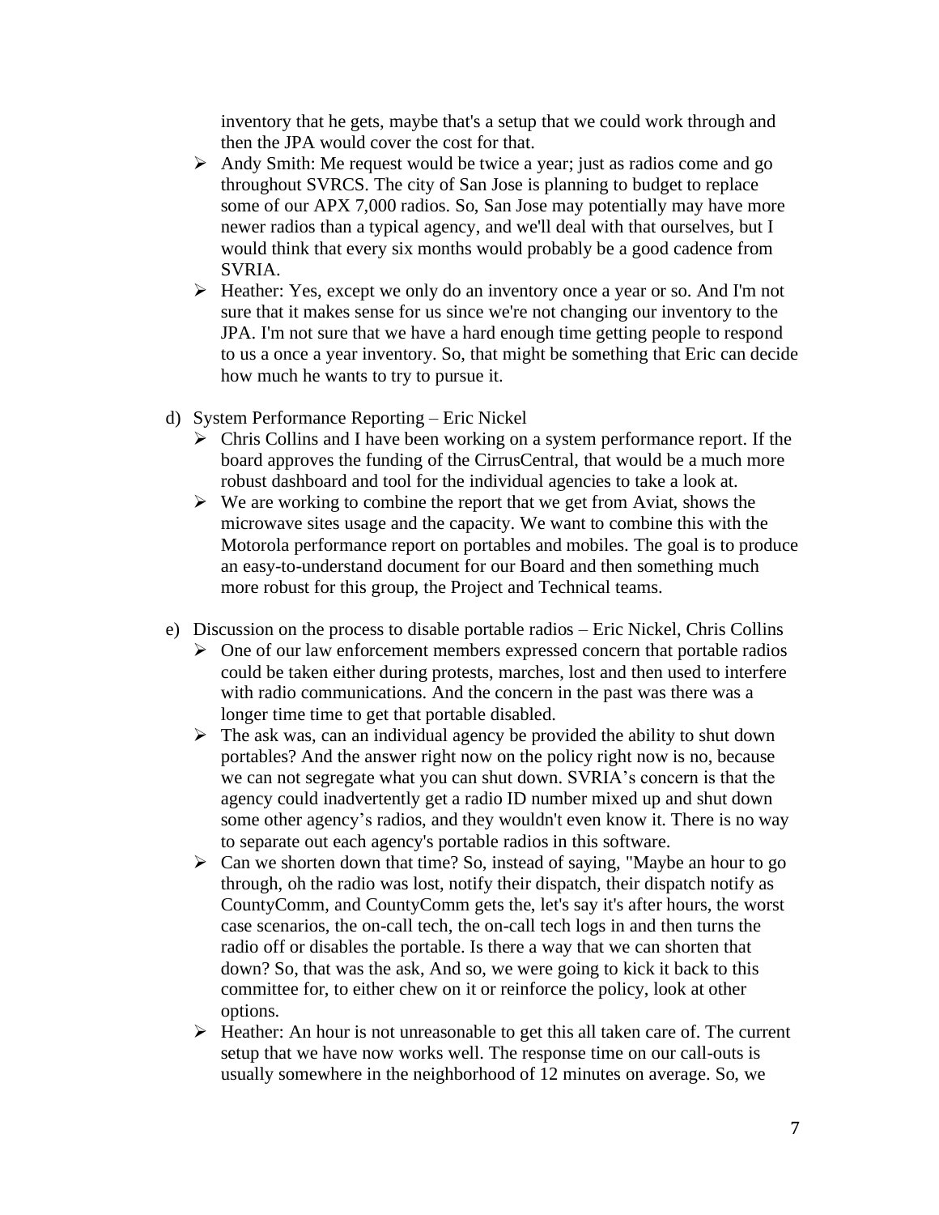inventory that he gets, maybe that's a setup that we could work through and then the JPA would cover the cost for that.

- Andy Smith: Me request would be twice a year; just as radios come and go throughout SVRCS. The city of San Jose is planning to budget to replace some of our APX 7,000 radios. So, San Jose may potentially may have more newer radios than a typical agency, and we'll deal with that ourselves, but I would think that every six months would probably be a good cadence from SVRIA.
- Heather: Yes, except we only do an inventory once a year or so. And I'm not sure that it makes sense for us since we're not changing our inventory to the JPA. I'm not sure that we have a hard enough time getting people to respond to us a once a year inventory. So, that might be something that Eric can decide how much he wants to try to pursue it.

d) System Performance Reporting – Eric Nickel

- Chris Collins and I have been working on a system performance report. If the board approves the funding of the CirrusCentral, that would be a much more robust dashboard and tool for the individual agencies to take a look at.
- We are working to combine the report that we get from Aviat, shows the microwave sites usage and the capacity. We want to combine this with the Motorola performance report on portables and mobiles. The goal is to produce an easy-to-understand document for our Board and then something much more robust for this group, the Project and Technical teams.

e) Discussion on the process to disable portable radios – Eric Nickel, Chris Collins

- One of our law enforcement members expressed concern that portable radios could be taken either during protests, marches, lost and then used to interfere with radio communications. And the concern in the past was there was a longer time time to get that portable disabled.
- The ask was, can an individual agency be provided the ability to shut down portables? And the answer right now on the policy right now is no, because we can not segregate what you can shut down. SVRIA's concern is that the agency could inadvertently get a radio ID number mixed up and shut down some other agency's radios, and they wouldn't even know it. There is no way to separate out each agency's portable radios in this software.
- Can we shorten down that time? So, instead of saying, "Maybe an hour to go through, oh the radio was lost, notify their dispatch, their dispatch notify as CountyComm, and CountyComm gets the, let's say it's after hours, the worst case scenarios, the on-call tech, the on-call tech logs in and then turns the radio off or disables the portable. Is there a way that we can shorten that down? So, that was the ask, And so, we were going to kick it back to this committee for, to either chew on it or reinforce the policy, look at other options.
- Heather: An hour is not unreasonable to get this all taken care of. The current setup that we have now works well. The response time on our call-outs is usually somewhere in the neighborhood of 12 minutes on average. So, we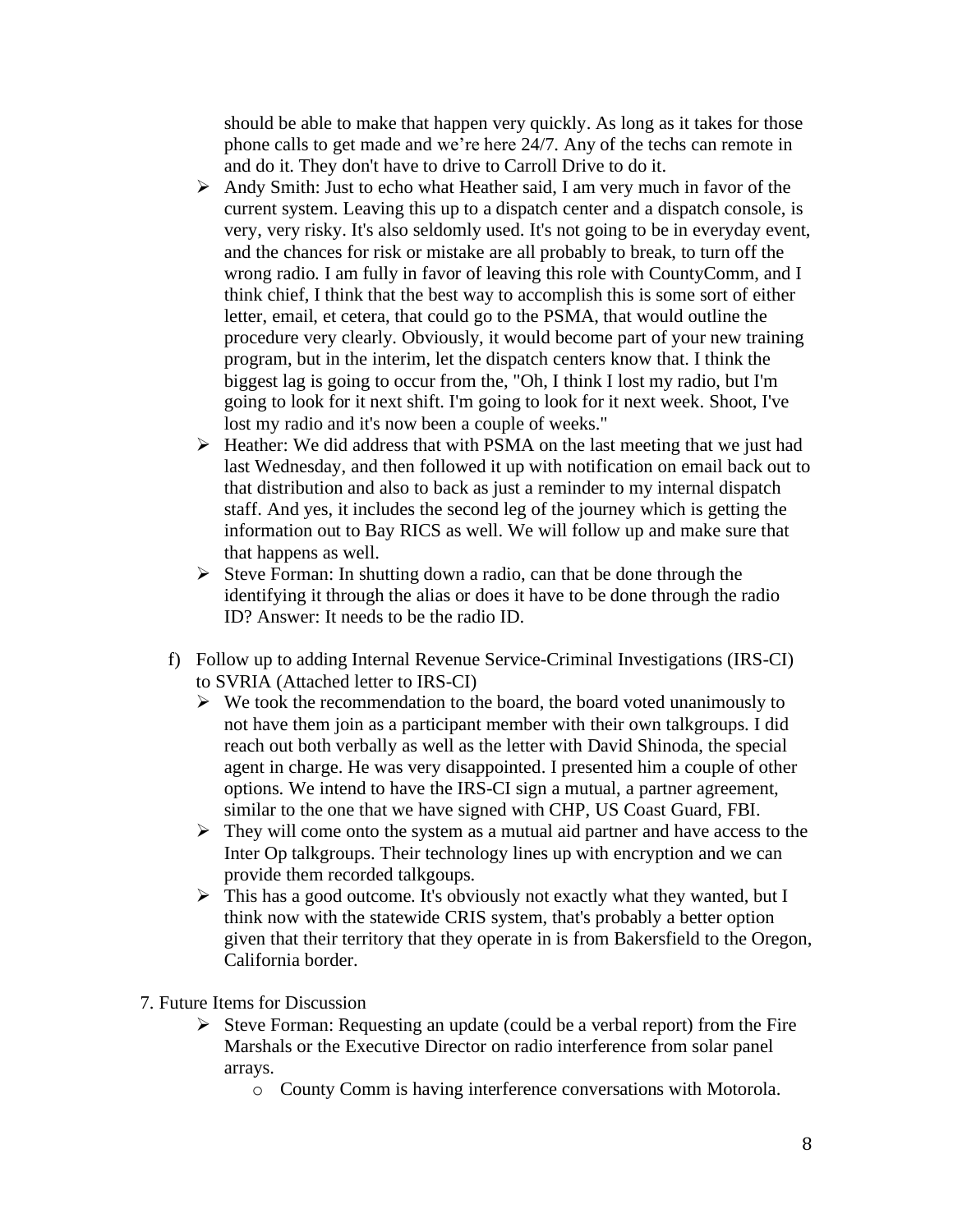should be able to make that happen very quickly. As long as it takes for those phone calls to get made and we're here 24/7. Any of the techs can remote in and do it. They don't have to drive to Carroll Drive to do it.

- Andy Smith: Just to echo what Heather said, I am very much in favor of the current system. Leaving this up to a dispatch center and a dispatch console, is very, very risky. It's also seldomly used. It's not going to be in everyday event, and the chances for risk or mistake are all probably to break, to turn off the wrong radio. I am fully in favor of leaving this role with CountyComm, and I think chief, I think that the best way to accomplish this is some sort of either letter, email, et cetera, that could go to the PSMA, that would outline the procedure very clearly. Obviously, it would become part of your new training program, but in the interim, let the dispatch centers know that. I think the biggest lag is going to occur from the, "Oh, I think I lost my radio, but I'm going to look for it next shift. I'm going to look for it next week. Shoot, I've lost my radio and it's now been a couple of weeks."
- Heather: We did address that with PSMA on the last meeting that we just had last Wednesday, and then followed it up with notification on email back out to that distribution and also to back as just a reminder to my internal dispatch staff. And yes, it includes the second leg of the journey which is getting the information out to Bay RICS as well. We will follow up and make sure that that happens as well.
- Steve Forman: In shutting down a radio, can that be done through the identifying it through the alias or does it have to be done through the radio ID? Answer: It needs to be the radio ID.

f) Follow up to adding Internal Revenue Service-Criminal Investigations (IRS-CI) to SVRIA (Attached letter to IRS-CI)

- We took the recommendation to the board, the board voted unanimously to not have them join as a participant member with their own talkgroups. I did reach out both verbally as well as the letter with David Shinoda, the special agent in charge. He was very disappointed. I presented him a couple of other options. We intend to have the IRS-CI sign a mutual, a partner agreement, similar to the one that we have signed with CHP, US Coast Guard, FBI.
- They will come onto the system as a mutual aid partner and have access to the Inter Op talkgroups. Their technology lines up with encryption and we can provide them recorded talkgoups.
- This has a good outcome. It's obviously not exactly what they wanted, but I think now with the statewide CRIS system, that's probably a better option given that their territory that they operate in is from Bakersfield to the Oregon, California border.

7. Future Items for Discussion

- Steve Forman: Requesting an update (could be a verbal report) from the Fire Marshals or the Executive Director on radio interference from solar panel arrays.
  - County Comm is having interference conversations with Motorola.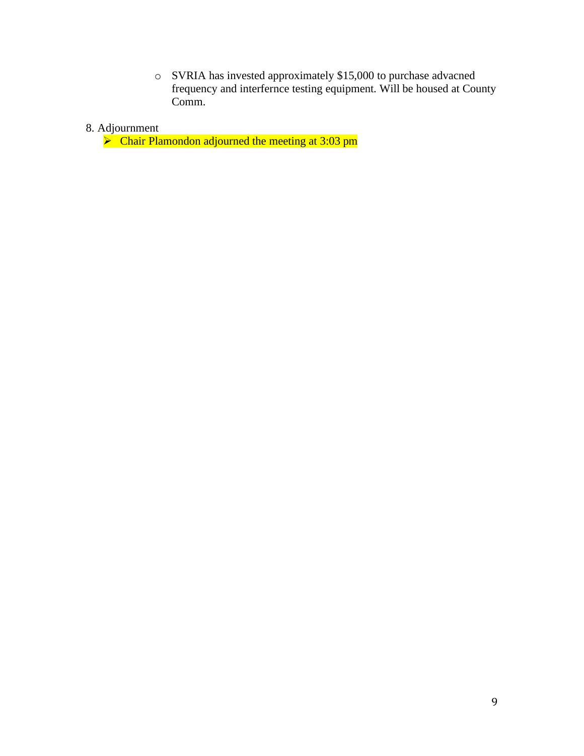- SVRIA has invested approximately $15,000 to purchase advacned frequency and interfernce testing equipment. Will be housed at County Comm.

8. Adjournment

- Chair Plamondon adjourned the meeting at 3:03 pm